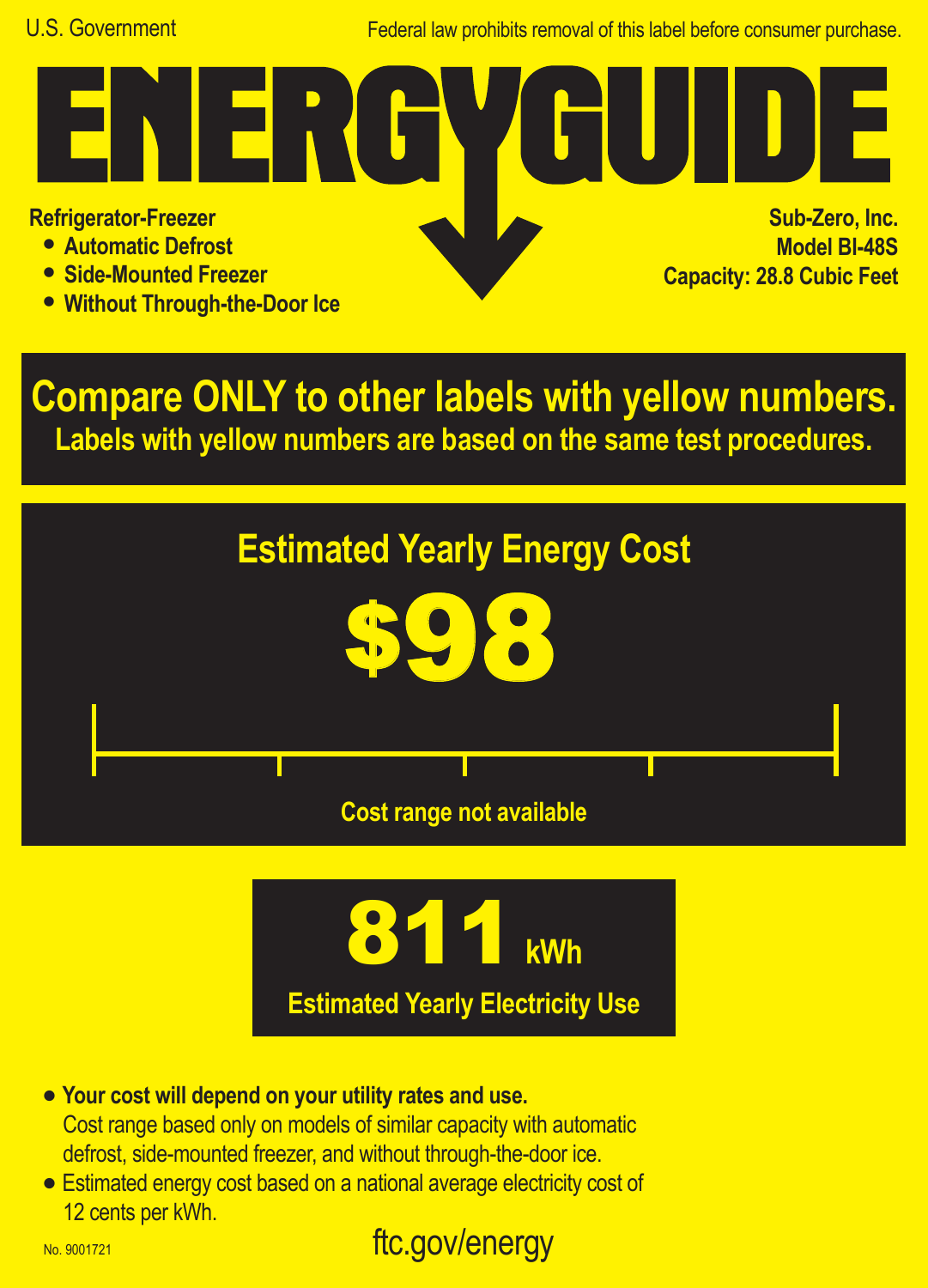U.S. Government

Federal law prohibits removal of this label before consumer purchase.

# ENERGYGUIDE

**Refrigerator-Freezer**

- **Automatic Defrost**
- **Side-Mounted Freezer**
- **Without Through-the-Door Ice**

**Sub-Zero, Inc.**
**Model BI-48S**
**Capacity: 28.8 Cubic Feet**

## Compare ONLY to other labels with yellow numbers.

**Labels with yellow numbers are based on the same test procedures.**

## Estimated Yearly Energy Cost

# $98

**Cost range not available**

# 811 kWh

**Estimated Yearly Electricity Use**

- **Your cost will depend on your utility rates and use.** Cost range based only on models of similar capacity with automatic defrost, side-mounted freezer, and without through-the-door ice.
- Estimated energy cost based on a national average electricity cost of 12 cents per kWh.

No. 9001721

ftc.gov/energy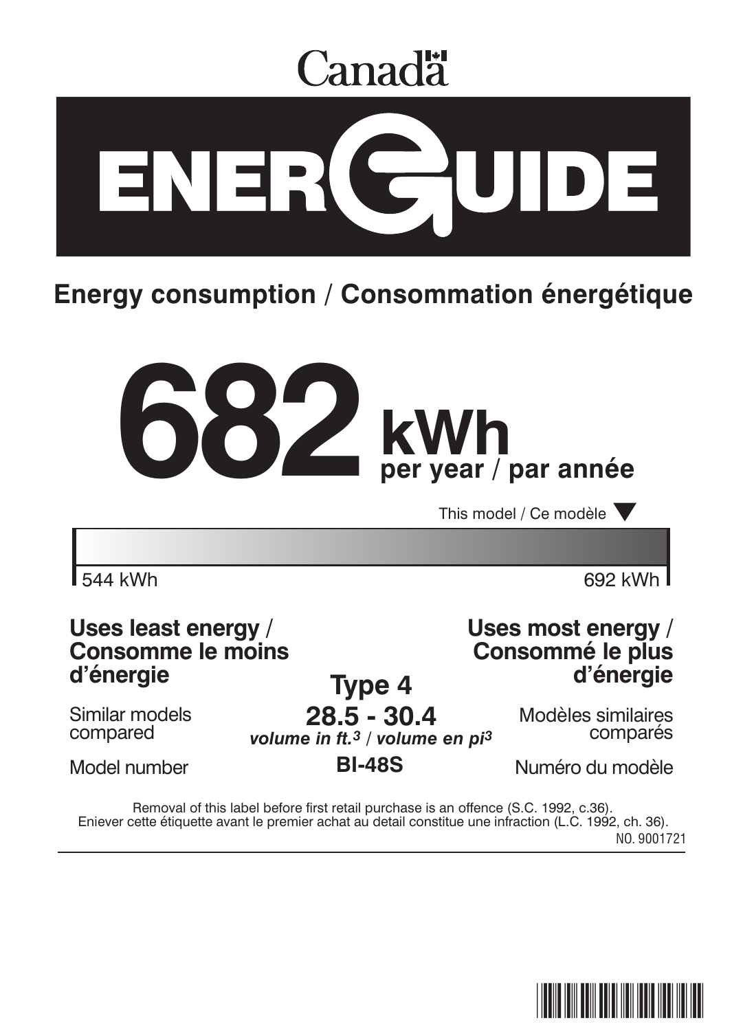Canada

# ENERGUIDE

## Energy consumption / Consommation énergétique

# 682 kWh per year / par année

This model / Ce modèle ▼

544 kWh

692 kWh

**Uses least energy / Consomme le moins d'énergie**

**Uses most energy / Consommé le plus d'énergie**

**Type 4**

Similar models compared

**28.5 - 30.4**

***volume in ft.$^3$ / volume en pi$^3$***

Modèles similaires comparés

Model number

**BI-48S**

Numéro du modèle

Removal of this label before first retail purchase is an offence (S.C. 1992, c.36).
Eniever cette étiquette avant le premier achat au detail constitue une infraction (L.C. 1992, ch. 36).

NO. 9001721